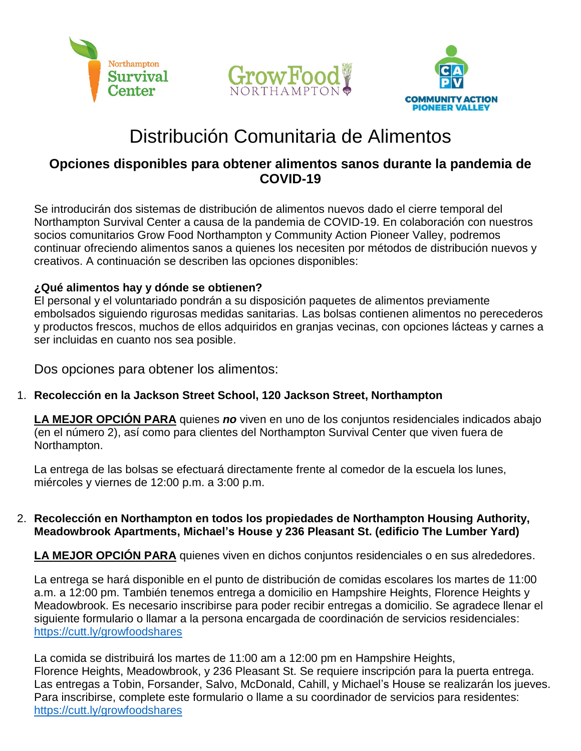Northampton Survival Center

GrowFood NORTHAMPTON

CA PV COMMUNITY ACTION PIONEER VALLEY

# Distribución Comunitaria de Alimentos

## Opciones disponibles para obtener alimentos sanos durante la pandemia de COVID-19

Se introducirán dos sistemas de distribución de alimentos nuevos dado el cierre temporal del Northampton Survival Center a causa de la pandemia de COVID-19. En colaboración con nuestros socios comunitarios Grow Food Northampton y Community Action Pioneer Valley, podremos continuar ofreciendo alimentos sanos a quienes los necesiten por métodos de distribución nuevos y creativos. A continuación se describen las opciones disponibles:

**¿Qué alimentos hay y dónde se obtienen?**
El personal y el voluntariado pondrán a su disposición paquetes de alimentos previamente embolsados siguiendo rigurosas medidas sanitarias. Las bolsas contienen alimentos no perecederos y productos frescos, muchos de ellos adquiridos en granjas vecinas, con opciones lácteas y carnes a ser incluidas en cuanto nos sea posible.

Dos opciones para obtener los alimentos:

1. **Recolección en la Jackson Street School, 120 Jackson Street, Northampton**

   **LA MEJOR OPCIÓN PARA** quienes ***no*** viven en uno de los conjuntos residenciales indicados abajo (en el número 2), así como para clientes del Northampton Survival Center que viven fuera de Northampton.

   La entrega de las bolsas se efectuará directamente frente al comedor de la escuela los lunes, miércoles y viernes de 12:00 p.m. a 3:00 p.m.

2. **Recolección en Northampton en todos los propiedades de Northampton Housing Authority, Meadowbrook Apartments, Michael's House y 236 Pleasant St. (edificio The Lumber Yard)**

   **LA MEJOR OPCIÓN PARA** quienes viven en dichos conjuntos residenciales o en sus alrededores.

   La entrega se hará disponible en el punto de distribución de comidas escolares los martes de 11:00 a.m. a 12:00 pm. También tenemos entrega a domicilio en Hampshire Heights, Florence Heights y Meadowbrook. Es necesario inscribirse para poder recibir entregas a domicilio. Se agradece llenar el siguiente formulario o llamar a la persona encargada de coordinación de servicios residenciales: https://cutt.ly/growfoodshares

   La comida se distribuirá los martes de 11:00 am a 12:00 pm en Hampshire Heights, Florence Heights, Meadowbrook, y 236 Pleasant St. Se requiere inscripción para la puerta entrega. Las entregas a Tobin, Forsander, Salvo, McDonald, Cahill, y Michael's House se realizarán los jueves. Para inscribirse, complete este formulario o llame a su coordinador de servicios para residentes: https://cutt.ly/growfoodshares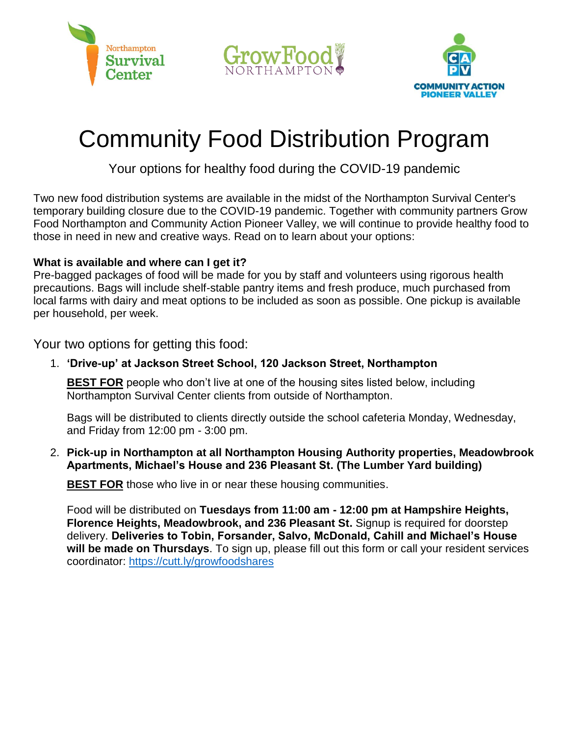Northampton Survival Center

GrowFood NORTHAMPTON

CA PV COMMUNITY ACTION PIONEER VALLEY

# Community Food Distribution Program

Your options for healthy food during the COVID-19 pandemic

Two new food distribution systems are available in the midst of the Northampton Survival Center's temporary building closure due to the COVID-19 pandemic. Together with community partners Grow Food Northampton and Community Action Pioneer Valley, we will continue to provide healthy food to those in need in new and creative ways. Read on to learn about your options:

**What is available and where can I get it?**
Pre-bagged packages of food will be made for you by staff and volunteers using rigorous health precautions. Bags will include shelf-stable pantry items and fresh produce, much purchased from local farms with dairy and meat options to be included as soon as possible. One pickup is available per household, per week.

## Your two options for getting this food:

1. **'Drive-up' at Jackson Street School, 120 Jackson Street, Northampton**

   **BEST FOR** people who don't live at one of the housing sites listed below, including Northampton Survival Center clients from outside of Northampton.

   Bags will be distributed to clients directly outside the school cafeteria Monday, Wednesday, and Friday from 12:00 pm - 3:00 pm.

2. **Pick-up in Northampton at all Northampton Housing Authority properties, Meadowbrook Apartments, Michael's House and 236 Pleasant St. (The Lumber Yard building)**

   **BEST FOR** those who live in or near these housing communities.

   Food will be distributed on **Tuesdays from 11:00 am - 12:00 pm at Hampshire Heights, Florence Heights, Meadowbrook, and 236 Pleasant St.** Signup is required for doorstep delivery. **Deliveries to Tobin, Forsander, Salvo, McDonald, Cahill and Michael's House will be made on Thursdays**. To sign up, please fill out this form or call your resident services coordinator: https://cutt.ly/growfoodshares